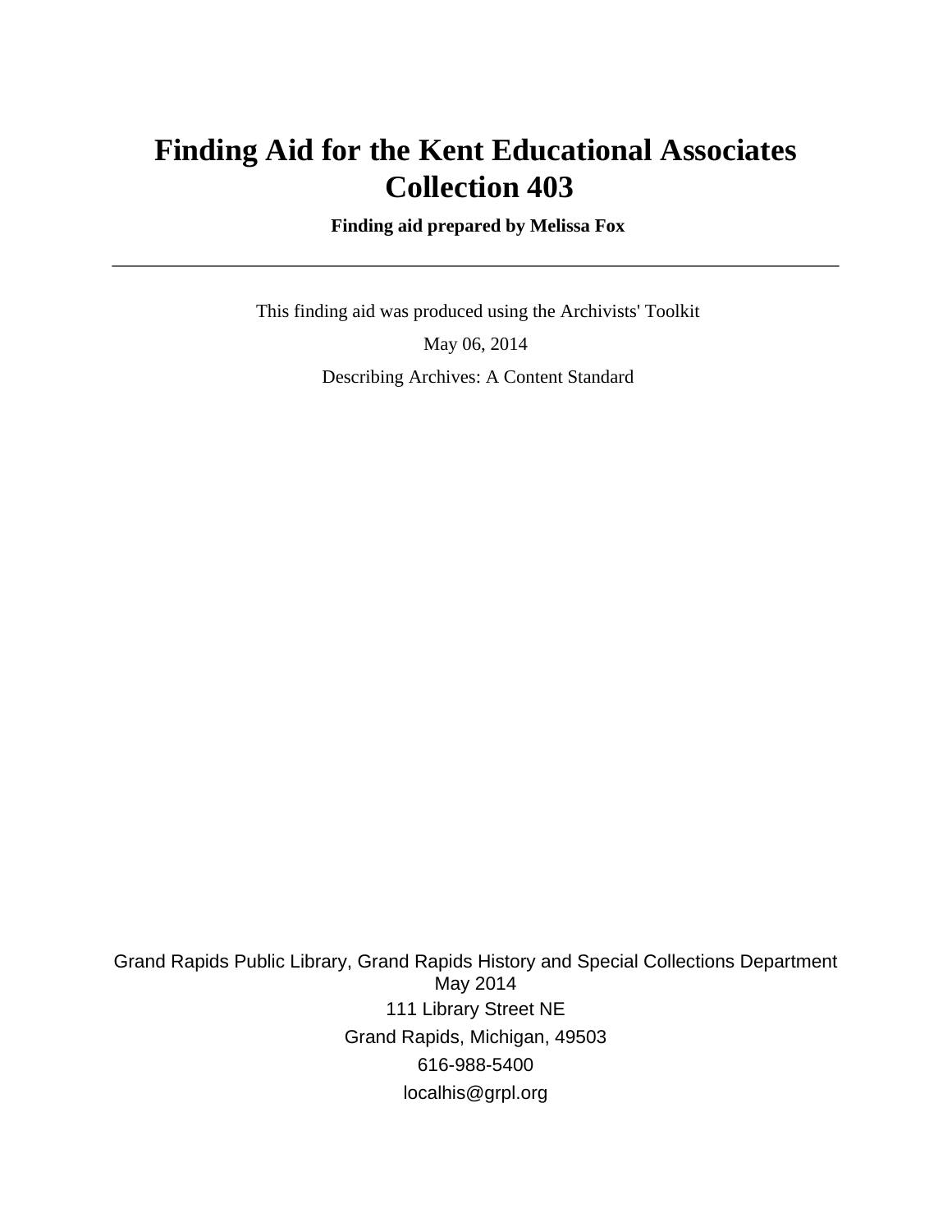# Finding Aid for the Kent Educational Associates Collection 403

**Finding aid prepared by Melissa Fox**

---

This finding aid was produced using the Archivists' Toolkit

May 06, 2014

Describing Archives: A Content Standard

Grand Rapids Public Library, Grand Rapids History and Special Collections Department
May 2014
111 Library Street NE
Grand Rapids, Michigan, 49503
616-988-5400
localhis@grpl.org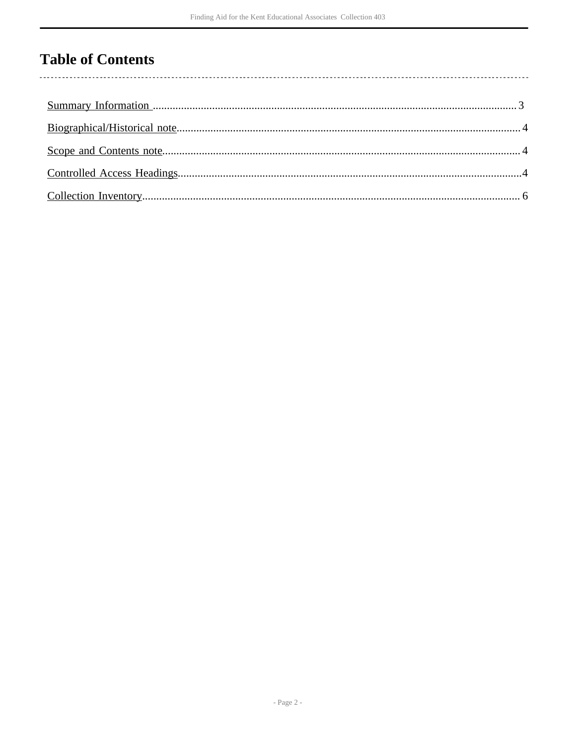# Table of Contents

Summary Information ........................................ 3

Biographical/Historical note ........................................ 4

Scope and Contents note ........................................ 4

Controlled Access Headings ........................................ 4

Collection Inventory ........................................ 6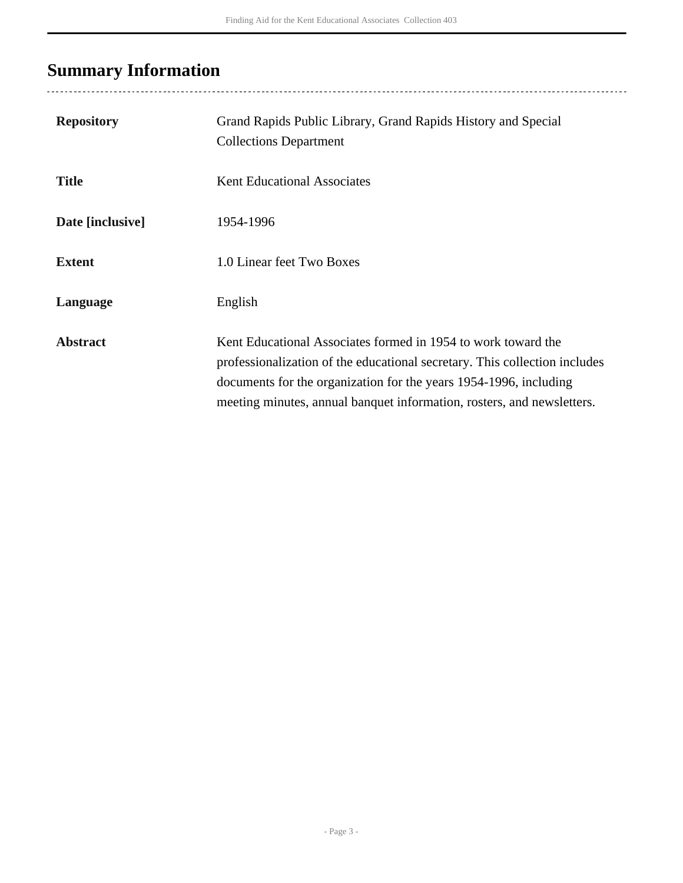# Summary Information

| | |
|---|---|
| **Repository** | Grand Rapids Public Library, Grand Rapids History and Special Collections Department |
| **Title** | Kent Educational Associates |
| **Date [inclusive]** | 1954-1996 |
| **Extent** | 1.0 Linear feet Two Boxes |
| **Language** | English |
| **Abstract** | Kent Educational Associates formed in 1954 to work toward the professionalization of the educational secretary. This collection includes documents for the organization for the years 1954-1996, including meeting minutes, annual banquet information, rosters, and newsletters. |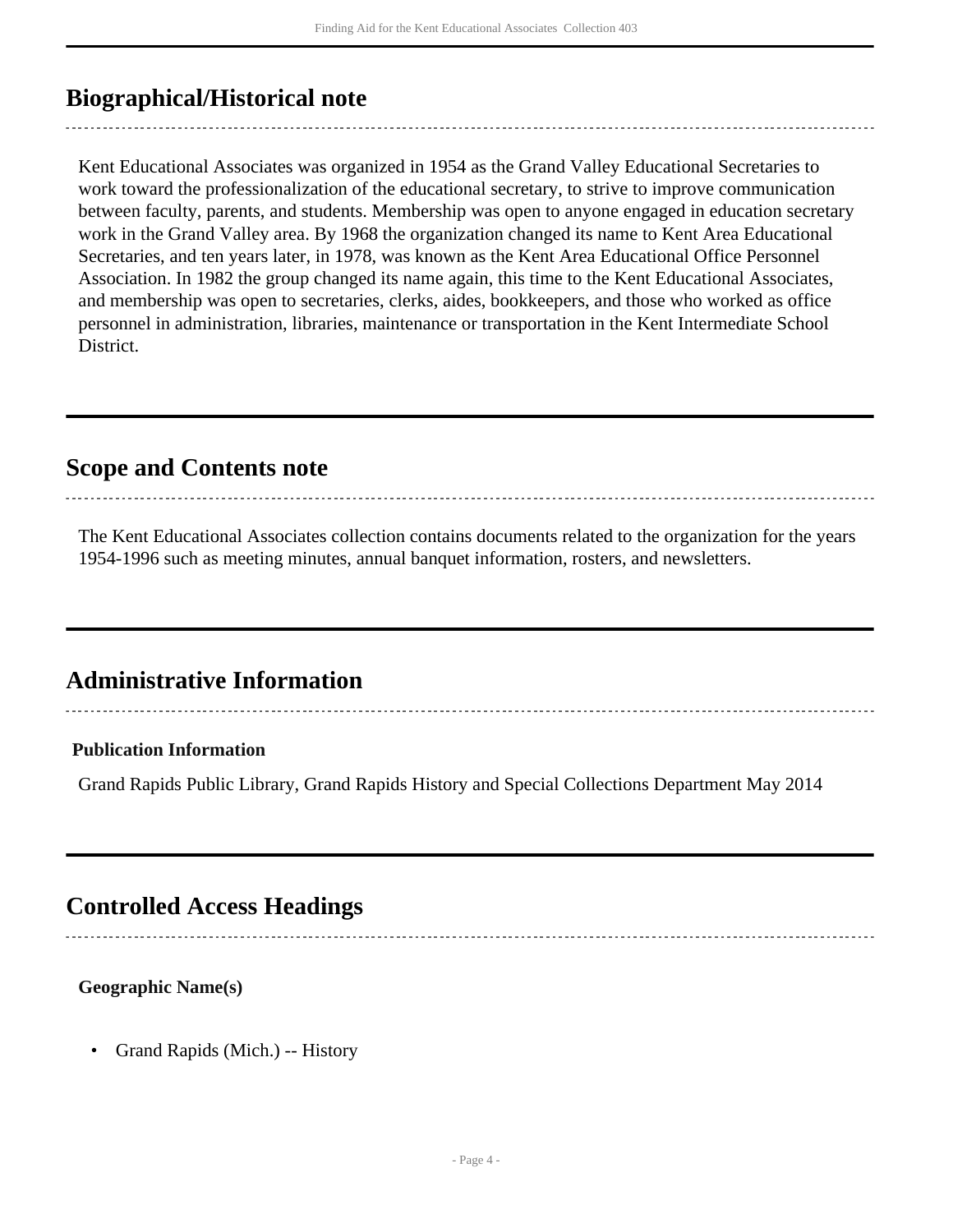## Biographical/Historical note

Kent Educational Associates was organized in 1954 as the Grand Valley Educational Secretaries to work toward the professionalization of the educational secretary, to strive to improve communication between faculty, parents, and students. Membership was open to anyone engaged in education secretary work in the Grand Valley area. By 1968 the organization changed its name to Kent Area Educational Secretaries, and ten years later, in 1978, was known as the Kent Area Educational Office Personnel Association. In 1982 the group changed its name again, this time to the Kent Educational Associates, and membership was open to secretaries, clerks, aides, bookkeepers, and those who worked as office personnel in administration, libraries, maintenance or transportation in the Kent Intermediate School District.

## Scope and Contents note

The Kent Educational Associates collection contains documents related to the organization for the years 1954-1996 such as meeting minutes, annual banquet information, rosters, and newsletters.

## Administrative Information

**Publication Information**

Grand Rapids Public Library, Grand Rapids History and Special Collections Department May 2014

## Controlled Access Headings

**Geographic Name(s)**

- Grand Rapids (Mich.) -- History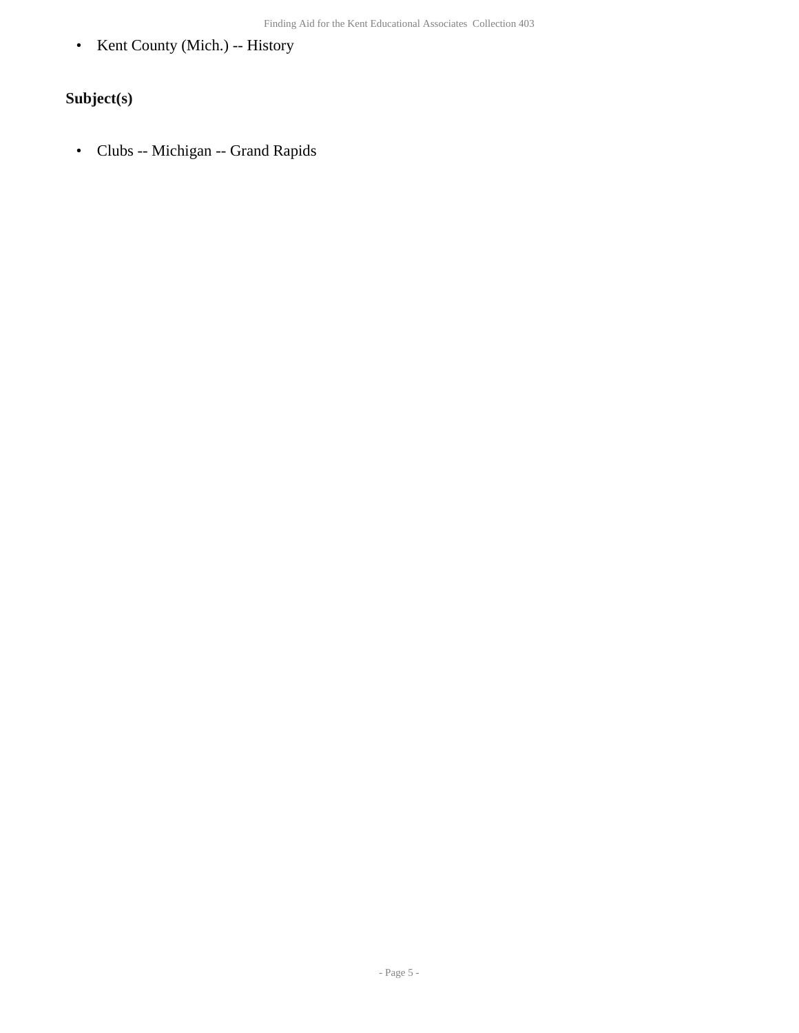- Kent County (Mich.) -- History

## Subject(s)

- Clubs -- Michigan -- Grand Rapids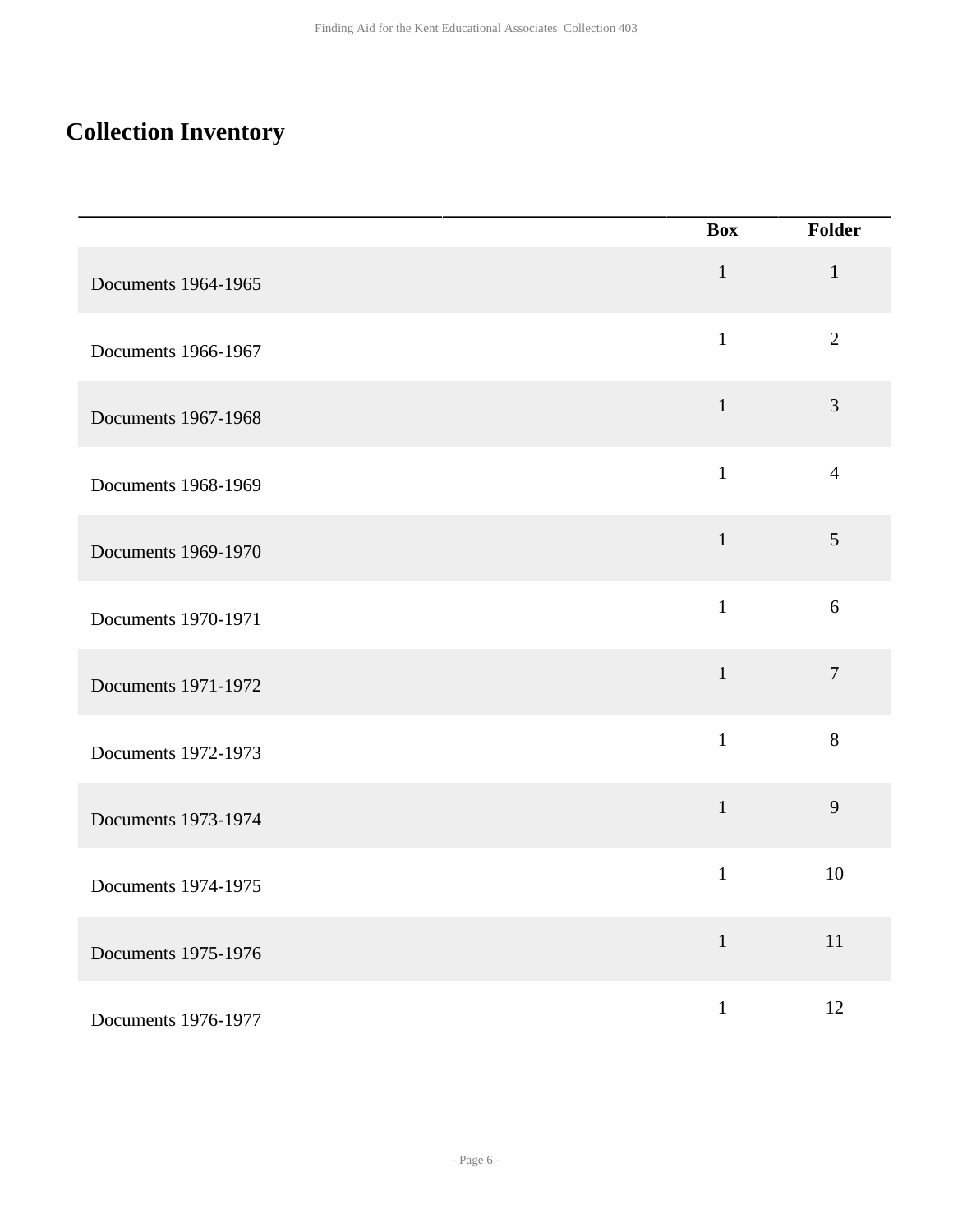## Collection Inventory

| | Box | Folder |
|---|---|---|
| Documents 1964-1965 | 1 | 1 |
| Documents 1966-1967 | 1 | 2 |
| Documents 1967-1968 | 1 | 3 |
| Documents 1968-1969 | 1 | 4 |
| Documents 1969-1970 | 1 | 5 |
| Documents 1970-1971 | 1 | 6 |
| Documents 1971-1972 | 1 | 7 |
| Documents 1972-1973 | 1 | 8 |
| Documents 1973-1974 | 1 | 9 |
| Documents 1974-1975 | 1 | 10 |
| Documents 1975-1976 | 1 | 11 |
| Documents 1976-1977 | 1 | 12 |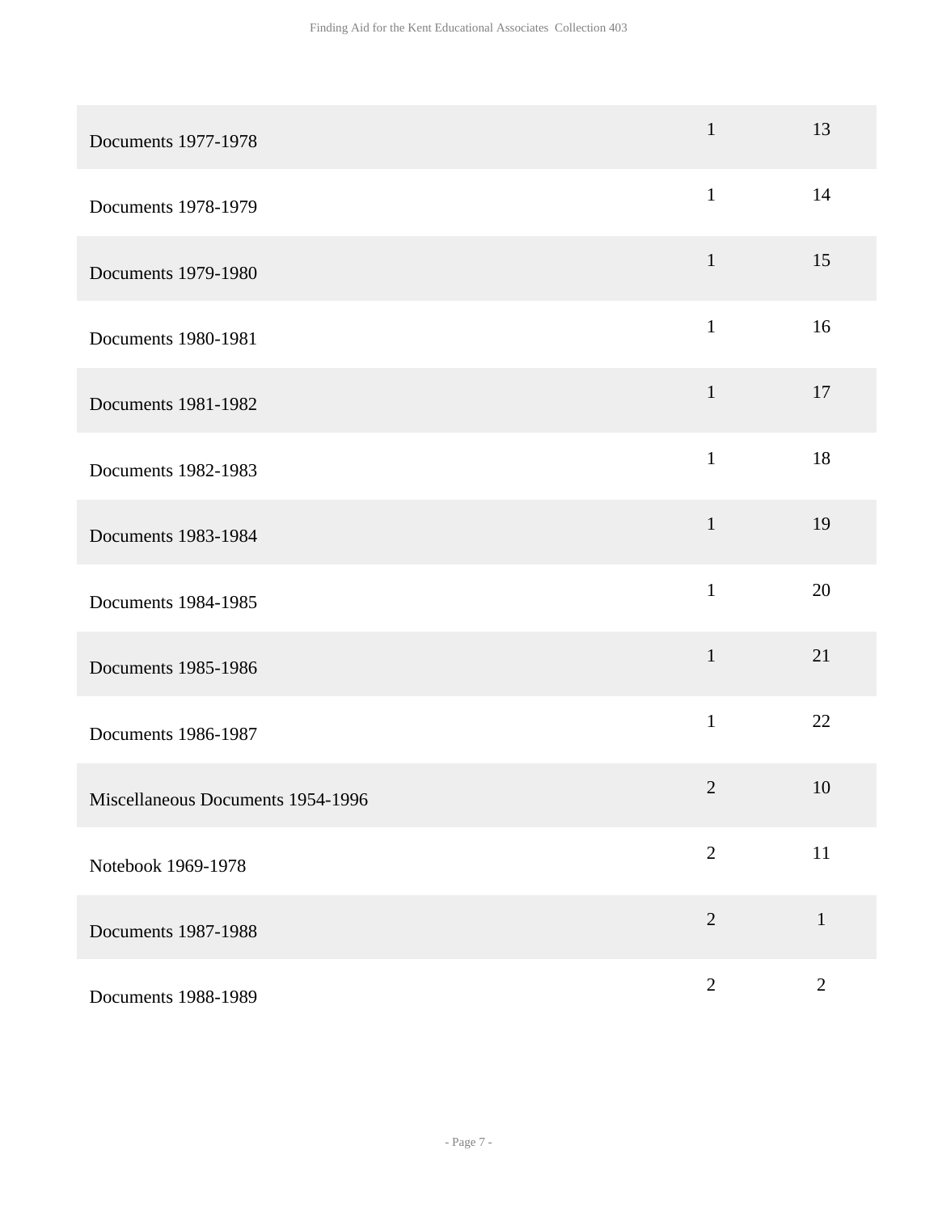| | | |
|---|---|---|
| Documents 1977-1978 | 1 | 13 |
| Documents 1978-1979 | 1 | 14 |
| Documents 1979-1980 | 1 | 15 |
| Documents 1980-1981 | 1 | 16 |
| Documents 1981-1982 | 1 | 17 |
| Documents 1982-1983 | 1 | 18 |
| Documents 1983-1984 | 1 | 19 |
| Documents 1984-1985 | 1 | 20 |
| Documents 1985-1986 | 1 | 21 |
| Documents 1986-1987 | 1 | 22 |
| Miscellaneous Documents 1954-1996 | 2 | 10 |
| Notebook 1969-1978 | 2 | 11 |
| Documents 1987-1988 | 2 | 1 |
| Documents 1988-1989 | 2 | 2 |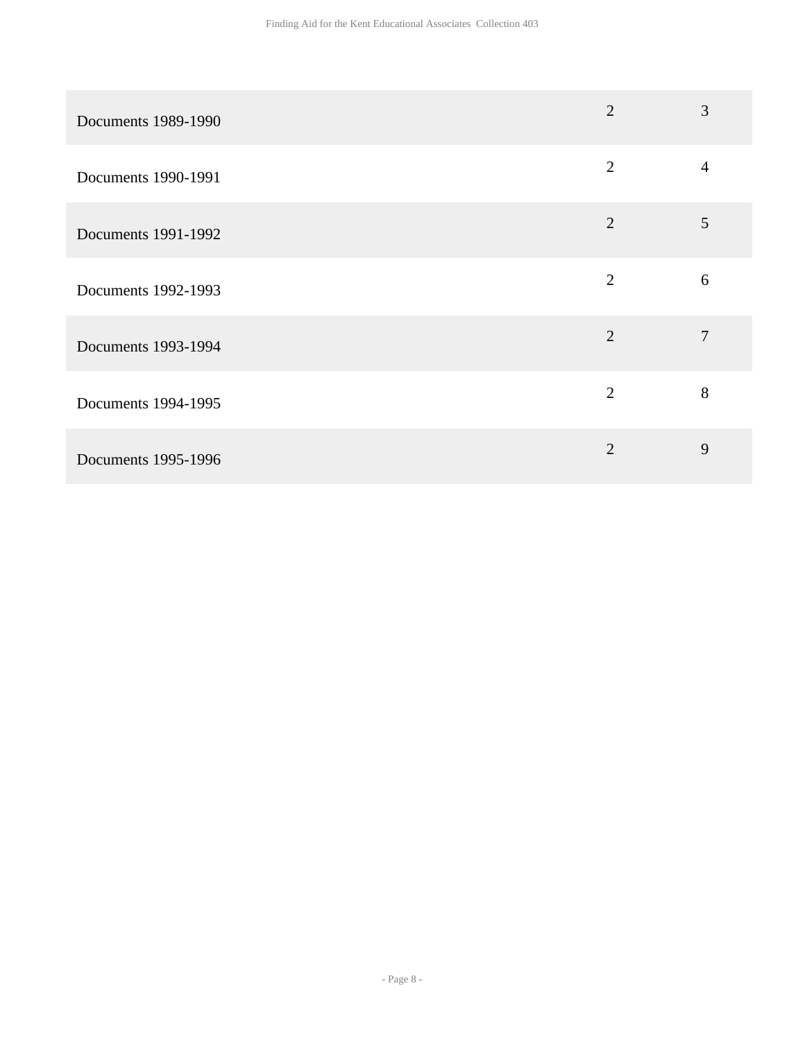| | | |
|---|---|---|
| Documents 1989-1990 | 2 | 3 |
| Documents 1990-1991 | 2 | 4 |
| Documents 1991-1992 | 2 | 5 |
| Documents 1992-1993 | 2 | 6 |
| Documents 1993-1994 | 2 | 7 |
| Documents 1994-1995 | 2 | 8 |
| Documents 1995-1996 | 2 | 9 |